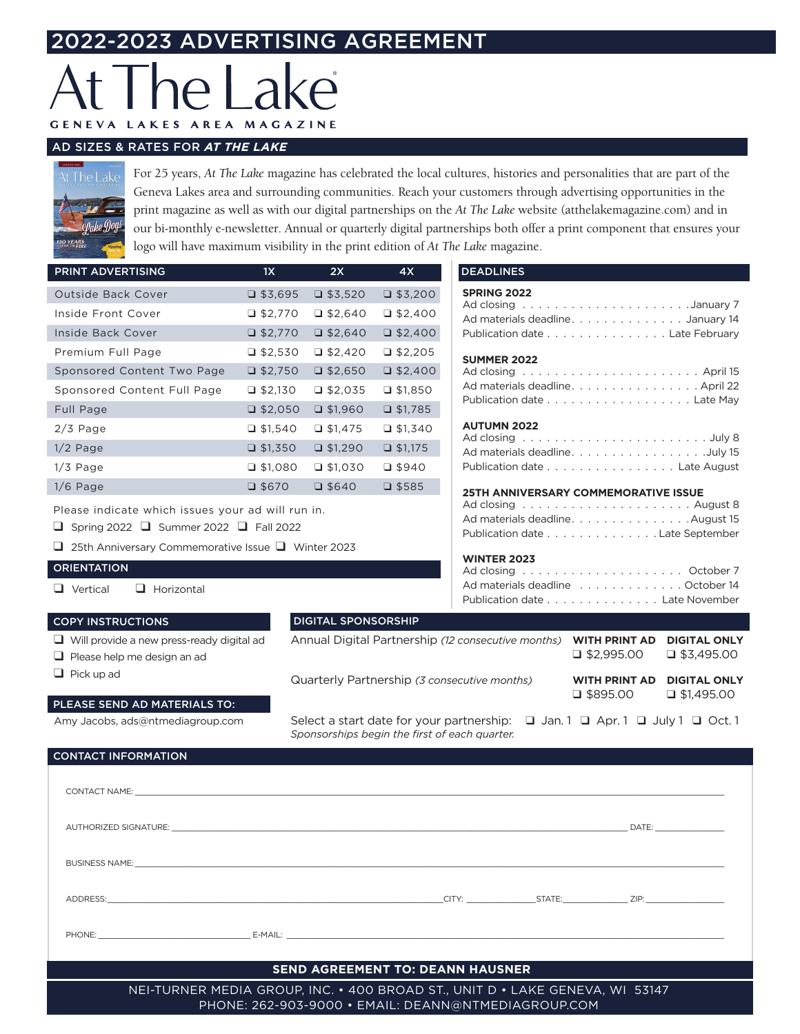# 2022-2023 ADVERTISING AGREEMENT

# At The Lake

GENEVA LAKES AREA MAGAZINE

## AD SIZES & RATES FOR *AT THE LAKE*

For 25 years, *At The Lake* magazine has celebrated the local cultures, histories and personalities that are part of the Geneva Lakes area and surrounding communities. Reach your customers through advertising opportunities in the print magazine as well as with our digital partnerships on the *At The Lake* website (atthelakemagazine.com) and in our bi-monthly e-newsletter. Annual or quarterly digital partnerships both offer a print component that ensures your logo will have maximum visibility in the print edition of *At The Lake* magazine.

| PRINT ADVERTISING | 1X | 2X | 4X |
|---|---|---|---|
| Outside Back Cover | ❑ $3,695 | ❑ $3,520 | ❑ $3,200 |
| Inside Front Cover | ❑ $2,770 | ❑ $2,640 | ❑ $2,400 |
| Inside Back Cover | ❑ $2,770 | ❑ $2,640 | ❑ $2,400 |
| Premium Full Page | ❑ $2,530 | ❑ $2,420 | ❑ $2,205 |
| Sponsored Content Two Page | ❑ $2,750 | ❑ $2,650 | ❑ $2,400 |
| Sponsored Content Full Page | ❑ $2,130 | ❑ $2,035 | ❑ $1,850 |
| Full Page | ❑ $2,050 | ❑ $1,960 | ❑ $1,785 |
| 2/3 Page | ❑ $1,540 | ❑ $1,475 | ❑ $1,340 |
| 1/2 Page | ❑ $1,350 | ❑ $1,290 | ❑ $1,175 |
| 1/3 Page | ❑ $1,080 | ❑ $1,030 | ❑ $940 |
| 1/6 Page | ❑ $670 | ❑ $640 | ❑ $585 |

Please indicate which issues your ad will run in.

❑ Spring 2022 ❑ Summer 2022 ❑ Fall 2022

❑ 25th Anniversary Commemorative Issue ❑ Winter 2023

### ORIENTATION

❑ Vertical ❑ Horizontal

### DEADLINES

**SPRING 2022**
Ad closing . . . . . . . . January 7
Ad materials deadline . . . . . . . . January 14
Publication date . . . . . . . . Late February

**SUMMER 2022**
Ad closing . . . . . . . . April 15
Ad materials deadline . . . . . . . . April 22
Publication date . . . . . . . . Late May

**AUTUMN 2022**
Ad closing . . . . . . . . July 8
Ad materials deadline . . . . . . . . July 15
Publication date . . . . . . . . Late August

**25TH ANNIVERSARY COMMEMORATIVE ISSUE**
Ad closing . . . . . . . . August 8
Ad materials deadline . . . . . . . . August 15
Publication date . . . . . . . . Late September

**WINTER 2023**
Ad closing . . . . . . . . October 7
Ad materials deadline . . . . . . . . October 14
Publication date . . . . . . . . Late November

### COPY INSTRUCTIONS

❑ Will provide a new press-ready digital ad
❑ Please help me design an ad
❑ Pick up ad

### PLEASE SEND AD MATERIALS TO:

Amy Jacobs, ads@ntmediagroup.com

### DIGITAL SPONSORSHIP

| | WITH PRINT AD | DIGITAL ONLY |
|---|---|---|
| Annual Digital Partnership *(12 consecutive months)* | ❑ $2,995.00 | ❑ $3,495.00 |
| Quarterly Partnership *(3 consecutive months)* | ❑ $895.00 | ❑ $1,495.00 |

Select a start date for your partnership: ❑ Jan. 1 ❑ Apr. 1 ❑ July 1 ❑ Oct. 1
*Sponsorships begin the first of each quarter.*

### CONTACT INFORMATION

CONTACT NAME: ______________________

AUTHORIZED SIGNATURE: ______________________ DATE: __________

BUSINESS NAME: ______________________

ADDRESS: ______________________ CITY: __________ STATE: __________ ZIP: __________

PHONE: __________ E-MAIL: ______________________

**SEND AGREEMENT TO: DEANN HAUSNER**

NEI-TURNER MEDIA GROUP, INC. • 400 BROAD ST., UNIT D • LAKE GENEVA, WI 53147
PHONE: 262-903-9000 • EMAIL: DEANN@NTMEDIAGROUP.COM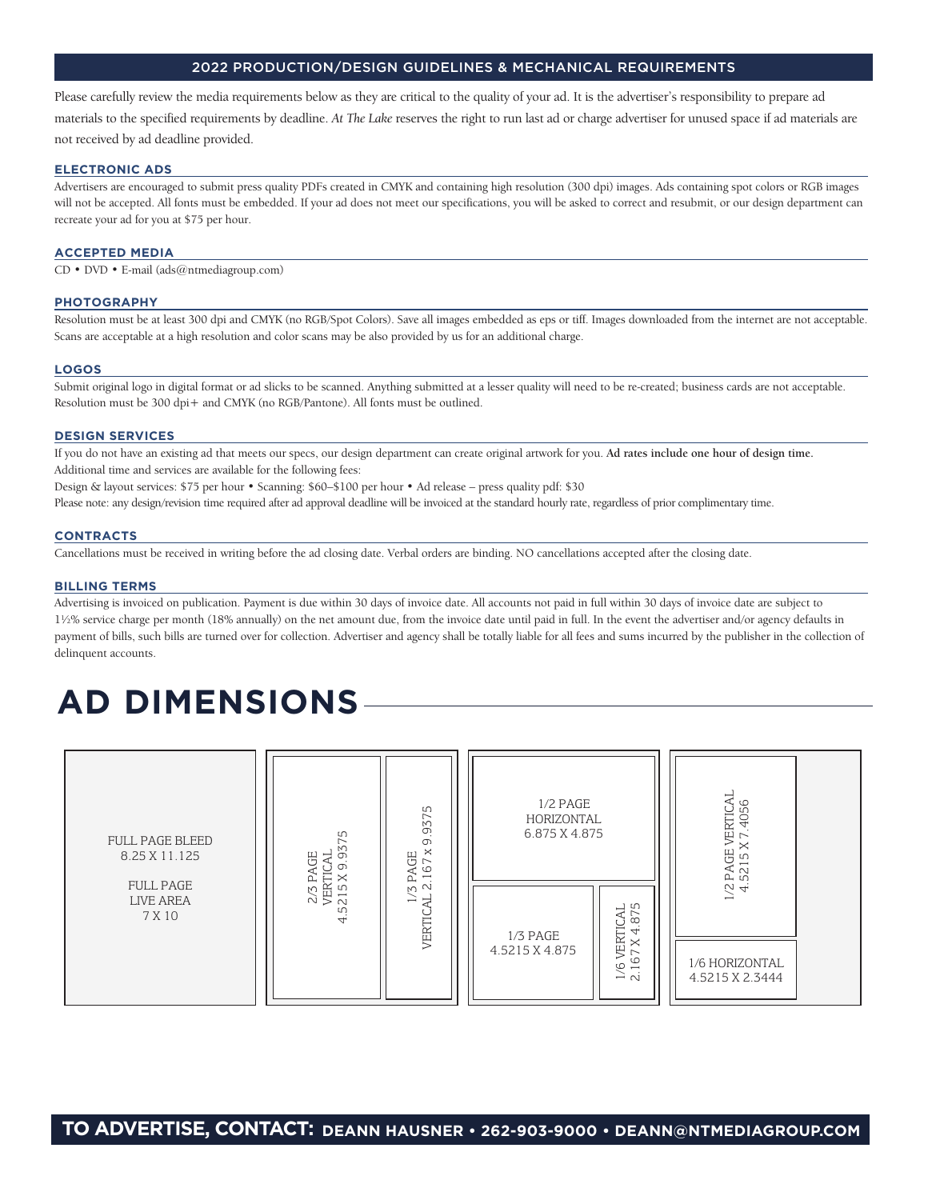## 2022 PRODUCTION/DESIGN GUIDELINES & MECHANICAL REQUIREMENTS

Please carefully review the media requirements below as they are critical to the quality of your ad. It is the advertiser's responsibility to prepare ad materials to the specified requirements by deadline. *At The Lake* reserves the right to run last ad or charge advertiser for unused space if ad materials are not received by ad deadline provided.

### ELECTRONIC ADS

Advertisers are encouraged to submit press quality PDFs created in CMYK and containing high resolution (300 dpi) images. Ads containing spot colors or RGB images will not be accepted. All fonts must be embedded. If your ad does not meet our specifications, you will be asked to correct and resubmit, or our design department can recreate your ad for you at $75 per hour.

### ACCEPTED MEDIA

CD • DVD • E-mail (ads@ntmediagroup.com)

### PHOTOGRAPHY

Resolution must be at least 300 dpi and CMYK (no RGB/Spot Colors). Save all images embedded as eps or tiff. Images downloaded from the internet are not acceptable. Scans are acceptable at a high resolution and color scans may be also provided by us for an additional charge.

### LOGOS

Submit original logo in digital format or ad slicks to be scanned. Anything submitted at a lesser quality will need to be re-created; business cards are not acceptable. Resolution must be 300 dpi+ and CMYK (no RGB/Pantone). All fonts must be outlined.

### DESIGN SERVICES

If you do not have an existing ad that meets our specs, our design department can create original artwork for you. **Ad rates include one hour of design time.** Additional time and services are available for the following fees:

Design & layout services: $75 per hour • Scanning: $60–$100 per hour • Ad release – press quality pdf: $30

Please note: any design/revision time required after ad approval deadline will be invoiced at the standard hourly rate, regardless of prior complimentary time.

### CONTRACTS

Cancellations must be received in writing before the ad closing date. Verbal orders are binding. NO cancellations accepted after the closing date.

### BILLING TERMS

Advertising is invoiced on publication. Payment is due within 30 days of invoice date. All accounts not paid in full within 30 days of invoice date are subject to 1½% service charge per month (18% annually) on the net amount due, from the invoice date until paid in full. In the event the advertiser and/or agency defaults in payment of bills, such bills are turned over for collection. Advertiser and agency shall be totally liable for all fees and sums incurred by the publisher in the collection of delinquent accounts.

# AD DIMENSIONS

FULL PAGE BLEED
8.25 X 11.125

FULL PAGE
LIVE AREA
7 X 10

2/3 PAGE
VERTICAL
4.5215 X 9.9375

1/3 PAGE
VERTICAL 2.167 x 9.9375

1/2 PAGE
HORIZONTAL
6.875 X 4.875

1/3 PAGE
4.5215 X 4.875

1/6 VERTICAL
2.167 X 4.875

1/2 PAGE VERTICAL
4.5215 X 7.4056

1/6 HORIZONTAL
4.5215 X 2.3444

**TO ADVERTISE, CONTACT: DEANN HAUSNER • 262-903-9000 • DEANN@NTMEDIAGROUP.COM**